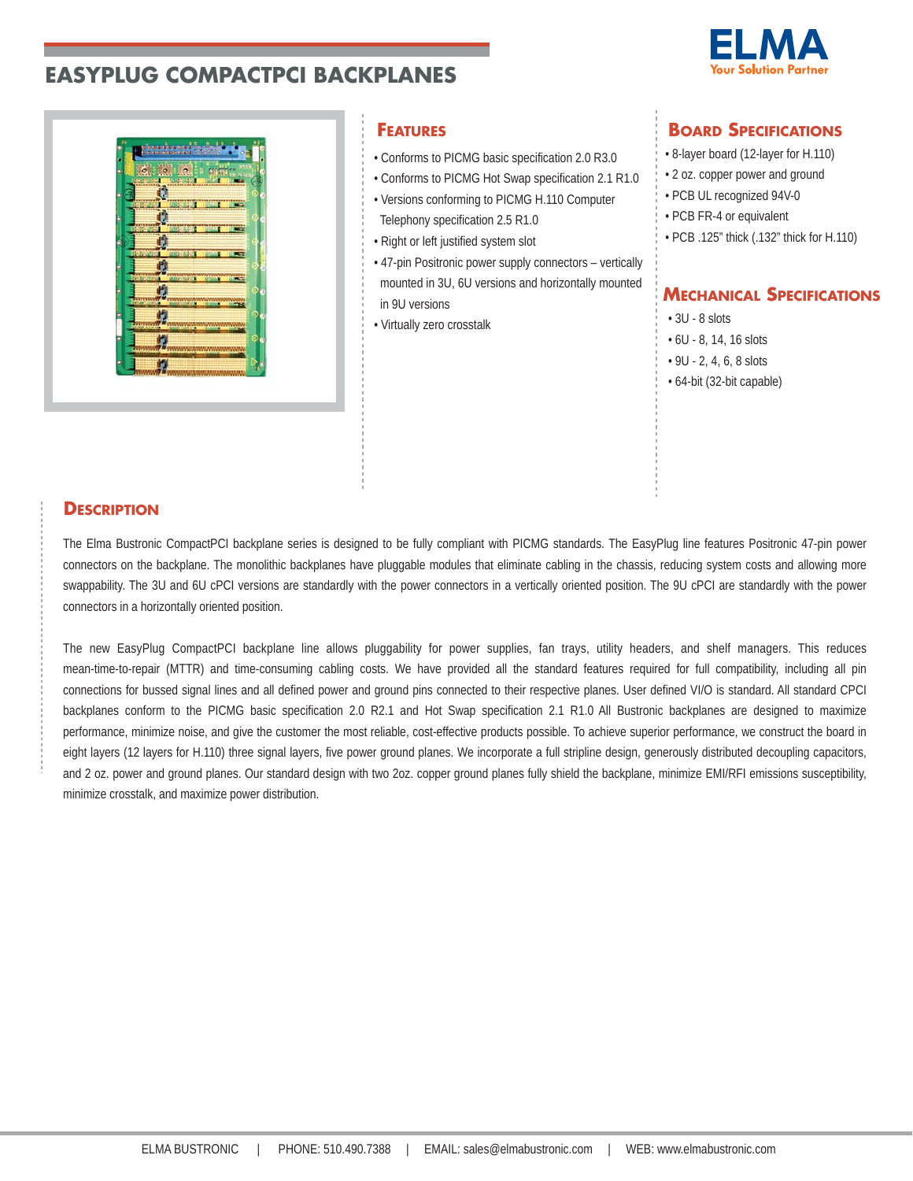# EASYPLUG COMPACTPCI BACKPLANES

ELMA
Your Solution Partner

## Features

- Conforms to PICMG basic specification 2.0 R3.0
- Conforms to PICMG Hot Swap specification 2.1 R1.0
- Versions conforming to PICMG H.110 Computer Telephony specification 2.5 R1.0
- Right or left justified system slot
- 47-pin Positronic power supply connectors – vertically mounted in 3U, 6U versions and horizontally mounted in 9U versions
- Virtually zero crosstalk

## Board Specifications

- 8-layer board (12-layer for H.110)
- 2 oz. copper power and ground
- PCB UL recognized 94V-0
- PCB FR-4 or equivalent
- PCB .125" thick (.132" thick for H.110)

## Mechanical Specifications

- 3U - 8 slots
- 6U - 8, 14, 16 slots
- 9U - 2, 4, 6, 8 slots
- 64-bit (32-bit capable)

## Description

The Elma Bustronic CompactPCI backplane series is designed to be fully compliant with PICMG standards. The EasyPlug line features Positronic 47-pin power connectors on the backplane. The monolithic backplanes have pluggable modules that eliminate cabling in the chassis, reducing system costs and allowing more swappability. The 3U and 6U cPCI versions are standardly with the power connectors in a vertically oriented position. The 9U cPCI are standardly with the power connectors in a horizontally oriented position.

The new EasyPlug CompactPCI backplane line allows pluggability for power supplies, fan trays, utility headers, and shelf managers. This reduces mean-time-to-repair (MTTR) and time-consuming cabling costs. We have provided all the standard features required for full compatibility, including all pin connections for bussed signal lines and all defined power and ground pins connected to their respective planes. User defined VI/O is standard. All standard CPCI backplanes conform to the PICMG basic specification 2.0 R2.1 and Hot Swap specification 2.1 R1.0 All Bustronic backplanes are designed to maximize performance, minimize noise, and give the customer the most reliable, cost-effective products possible. To achieve superior performance, we construct the board in eight layers (12 layers for H.110) three signal layers, five power ground planes. We incorporate a full stripline design, generously distributed decoupling capacitors, and 2 oz. power and ground planes. Our standard design with two 2oz. copper ground planes fully shield the backplane, minimize EMI/RFI emissions susceptibility, minimize crosstalk, and maximize power distribution.

ELMA BUSTRONIC | PHONE: 510.490.7388 | EMAIL: sales@elmabustronic.com | WEB: www.elmabustronic.com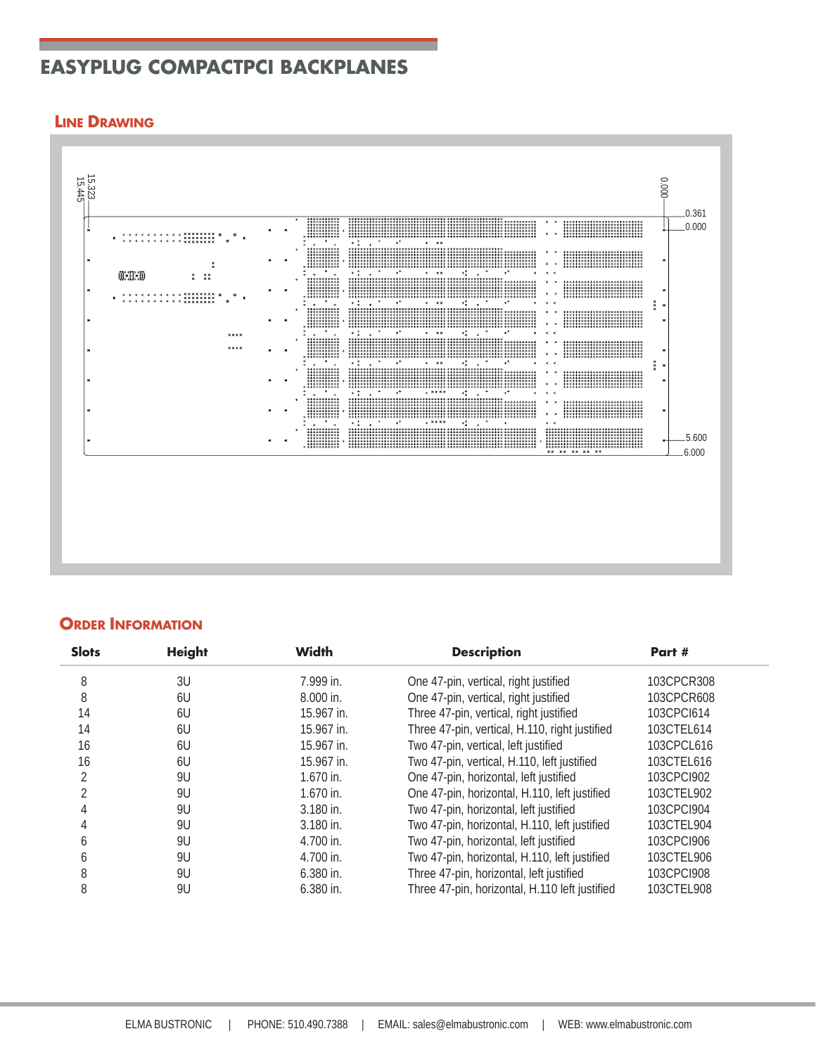# EASYPLUG COMPACTPCI BACKPLANES

## Line Drawing

15.323
15.445

0.000

0.361
0.000

5.600
6.000

## Order Information

| Slots | Height | Width | Description | Part # |
|---|---|---|---|---|
| 8 | 3U | 7.999 in. | One 47-pin, vertical, right justified | 103CPCR308 |
| 8 | 6U | 8.000 in. | One 47-pin, vertical, right justified | 103CPCR608 |
| 14 | 6U | 15.967 in. | Three 47-pin, vertical, right justified | 103CPCI614 |
| 14 | 6U | 15.967 in. | Three 47-pin, vertical, H.110, right justified | 103CTEL614 |
| 16 | 6U | 15.967 in. | Two 47-pin, vertical, left justified | 103CPCL616 |
| 16 | 6U | 15.967 in. | Two 47-pin, vertical, H.110, left justified | 103CTEL616 |
| 2 | 9U | 1.670 in. | One 47-pin, horizontal, left justified | 103CPCI902 |
| 2 | 9U | 1.670 in. | One 47-pin, horizontal, H.110, left justified | 103CTEL902 |
| 4 | 9U | 3.180 in. | Two 47-pin, horizontal, left justified | 103CPCI904 |
| 4 | 9U | 3.180 in. | Two 47-pin, horizontal, H.110, left justified | 103CTEL904 |
| 6 | 9U | 4.700 in. | Two 47-pin, horizontal, left justified | 103CPCI906 |
| 6 | 9U | 4.700 in. | Two 47-pin, horizontal, H.110, left justified | 103CTEL906 |
| 8 | 9U | 6.380 in. | Three 47-pin, horizontal, left justified | 103CPCI908 |
| 8 | 9U | 6.380 in. | Three 47-pin, horizontal, H.110 left justified | 103CTEL908 |

ELMA BUSTRONIC | PHONE: 510.490.7388 | EMAIL: sales@elmabustronic.com | WEB: www.elmabustronic.com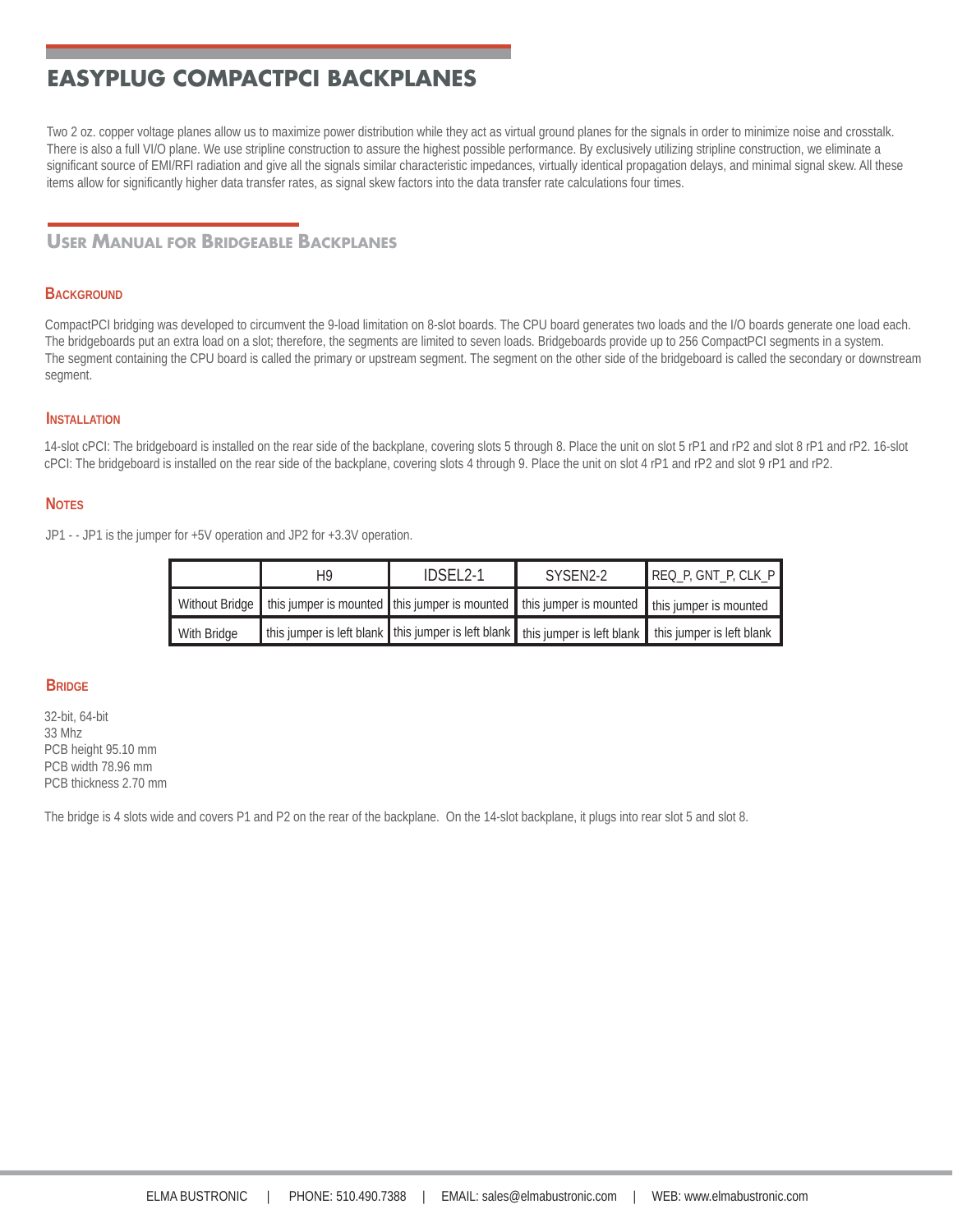# EASYPLUG COMPACTPCI BACKPLANES

Two 2 oz. copper voltage planes allow us to maximize power distribution while they act as virtual ground planes for the signals in order to minimize noise and crosstalk. There is also a full VI/O plane. We use stripline construction to assure the highest possible performance. By exclusively utilizing stripline construction, we eliminate a significant source of EMI/RFI radiation and give all the signals similar characteristic impedances, virtually identical propagation delays, and minimal signal skew. All these items allow for significantly higher data transfer rates, as signal skew factors into the data transfer rate calculations four times.

## User Manual for Bridgeable Backplanes

### Background

CompactPCI bridging was developed to circumvent the 9-load limitation on 8-slot boards. The CPU board generates two loads and the I/O boards generate one load each. The bridgeboards put an extra load on a slot; therefore, the segments are limited to seven loads. Bridgeboards provide up to 256 CompactPCI segments in a system. The segment containing the CPU board is called the primary or upstream segment. The segment on the other side of the bridgeboard is called the secondary or downstream segment.

### Installation

14-slot cPCI: The bridgeboard is installed on the rear side of the backplane, covering slots 5 through 8. Place the unit on slot 5 rP1 and rP2 and slot 8 rP1 and rP2. 16-slot cPCI: The bridgeboard is installed on the rear side of the backplane, covering slots 4 through 9. Place the unit on slot 4 rP1 and rP2 and slot 9 rP1 and rP2.

### Notes

JP1 - - JP1 is the jumper for +5V operation and JP2 for +3.3V operation.

| | H9 | IDSEL2-1 | SYSEN2-2 | REQ_P, GNT_P, CLK_P |
|---|---|---|---|---|
| Without Bridge | this jumper is mounted | this jumper is mounted | this jumper is mounted | this jumper is mounted |
| With Bridge | this jumper is left blank | this jumper is left blank | this jumper is left blank | this jumper is left blank |

### Bridge

32-bit, 64-bit
33 Mhz
PCB height 95.10 mm
PCB width 78.96 mm
PCB thickness 2.70 mm

The bridge is 4 slots wide and covers P1 and P2 on the rear of the backplane. On the 14-slot backplane, it plugs into rear slot 5 and slot 8.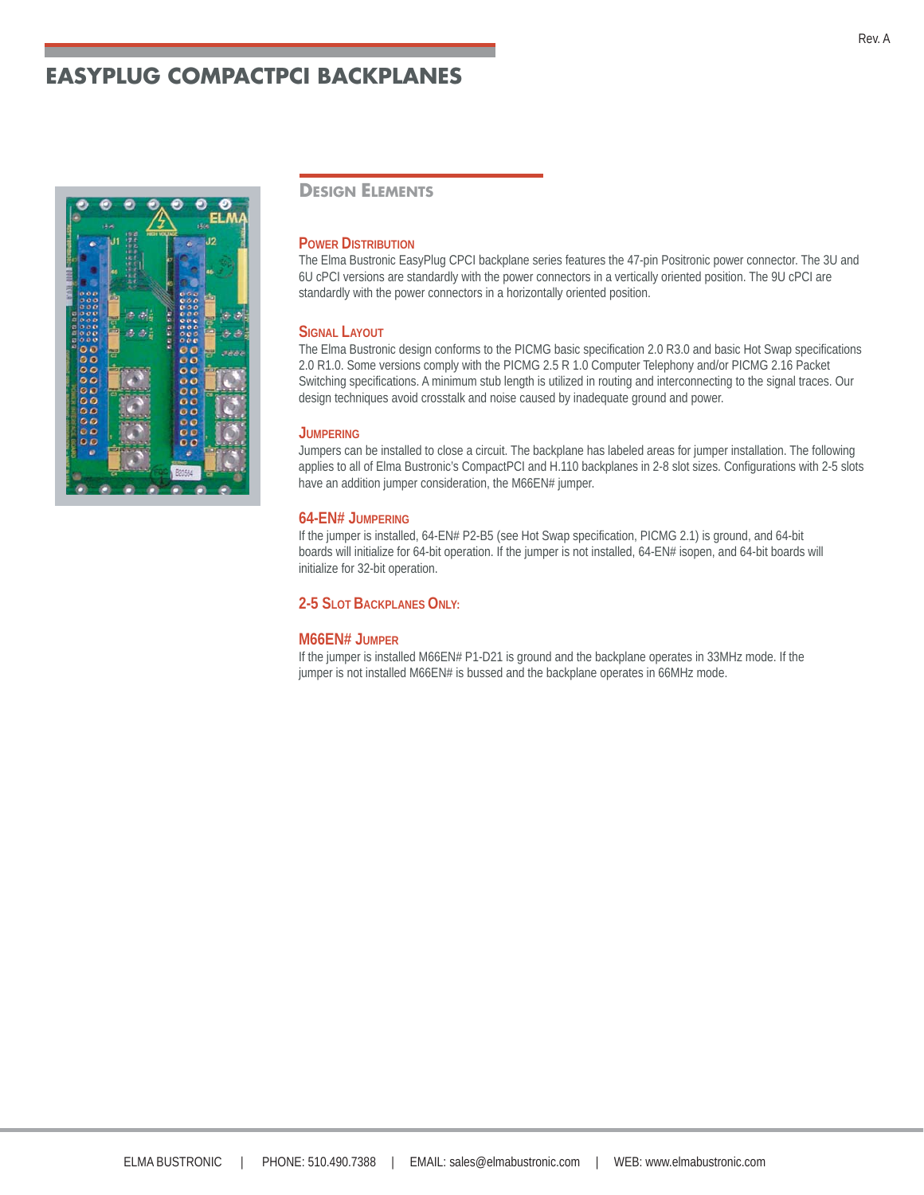# EASYPLUG COMPACTPCI BACKPLANES

## Design Elements

### Power Distribution

The Elma Bustronic EasyPlug CPCI backplane series features the 47-pin Positronic power connector. The 3U and 6U cPCI versions are standardly with the power connectors in a vertically oriented position. The 9U cPCI are standardly with the power connectors in a horizontally oriented position.

### Signal Layout

The Elma Bustronic design conforms to the PICMG basic specification 2.0 R3.0 and basic Hot Swap specifications 2.0 R1.0. Some versions comply with the PICMG 2.5 R 1.0 Computer Telephony and/or PICMG 2.16 Packet Switching specifications. A minimum stub length is utilized in routing and interconnecting to the signal traces. Our design techniques avoid crosstalk and noise caused by inadequate ground and power.

### Jumpering

Jumpers can be installed to close a circuit. The backplane has labeled areas for jumper installation. The following applies to all of Elma Bustronic's CompactPCI and H.110 backplanes in 2-8 slot sizes. Configurations with 2-5 slots have an addition jumper consideration, the M66EN# jumper.

### 64-EN# Jumpering

If the jumper is installed, 64-EN# P2-B5 (see Hot Swap specification, PICMG 2.1) is ground, and 64-bit boards will initialize for 64-bit operation. If the jumper is not installed, 64-EN# isopen, and 64-bit boards will initialize for 32-bit operation.

### 2-5 Slot Backplanes Only:

### M66EN# Jumper

If the jumper is installed M66EN# P1-D21 is ground and the backplane operates in 33MHz mode. If the jumper is not installed M66EN# is bussed and the backplane operates in 66MHz mode.